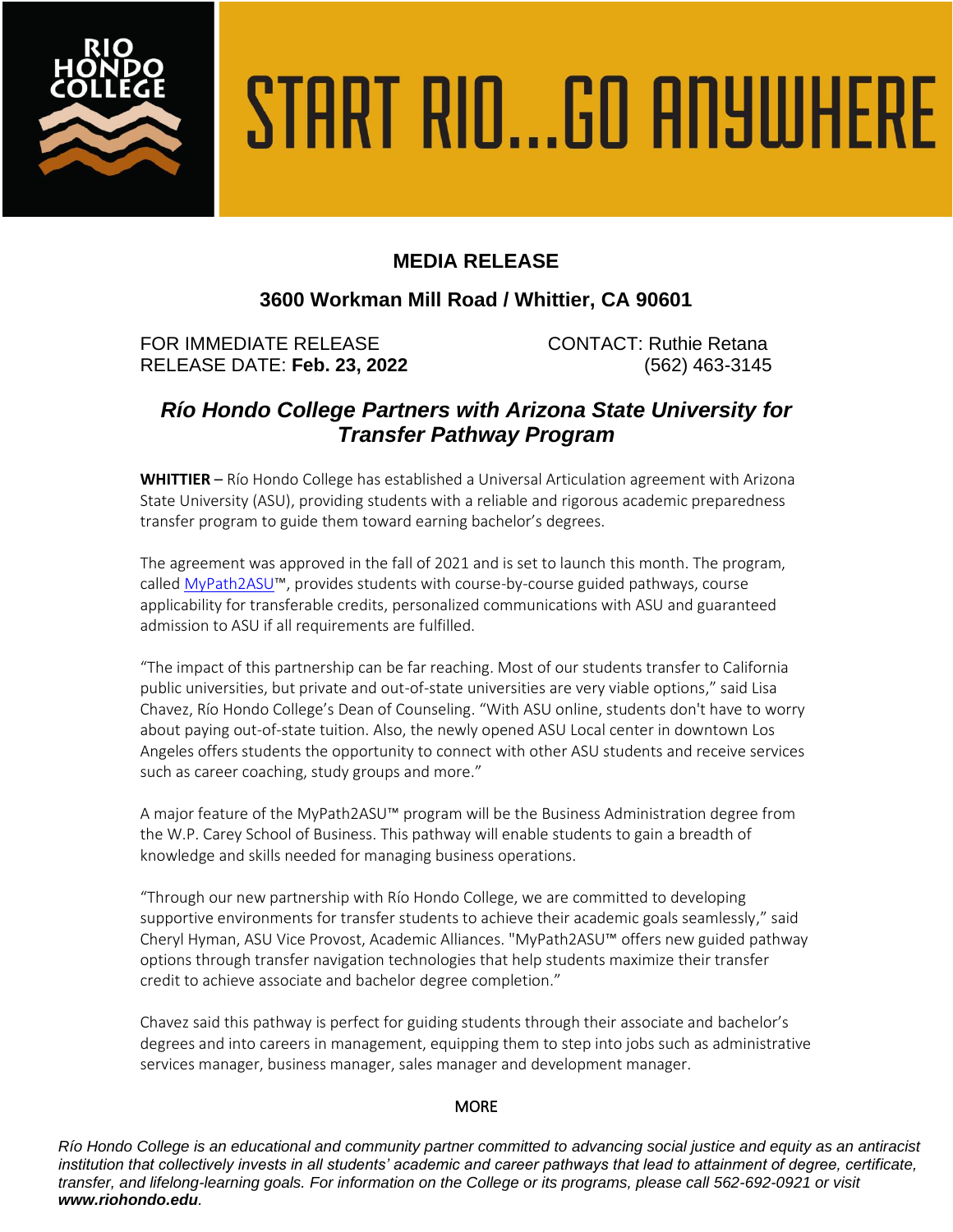RIO HONDO COLLEGE

START RIO...GO ANYWHERE

## MEDIA RELEASE

### 3600 Workman Mill Road / Whittier, CA 90601

FOR IMMEDIATE RELEASE
RELEASE DATE: **Feb. 23, 2022**

CONTACT: Ruthie Retana
(562) 463-3145

# *Río Hondo College Partners with Arizona State University for Transfer Pathway Program*

**WHITTIER** – Río Hondo College has established a Universal Articulation agreement with Arizona State University (ASU), providing students with a reliable and rigorous academic preparedness transfer program to guide them toward earning bachelor's degrees.

The agreement was approved in the fall of 2021 and is set to launch this month. The program, called MyPath2ASU™, provides students with course-by-course guided pathways, course applicability for transferable credits, personalized communications with ASU and guaranteed admission to ASU if all requirements are fulfilled.

"The impact of this partnership can be far reaching. Most of our students transfer to California public universities, but private and out-of-state universities are very viable options," said Lisa Chavez, Río Hondo College's Dean of Counseling. "With ASU online, students don't have to worry about paying out-of-state tuition. Also, the newly opened ASU Local center in downtown Los Angeles offers students the opportunity to connect with other ASU students and receive services such as career coaching, study groups and more."

A major feature of the MyPath2ASU™ program will be the Business Administration degree from the W.P. Carey School of Business. This pathway will enable students to gain a breadth of knowledge and skills needed for managing business operations.

"Through our new partnership with Río Hondo College, we are committed to developing supportive environments for transfer students to achieve their academic goals seamlessly," said Cheryl Hyman, ASU Vice Provost, Academic Alliances. "MyPath2ASU™ offers new guided pathway options through transfer navigation technologies that help students maximize their transfer credit to achieve associate and bachelor degree completion."

Chavez said this pathway is perfect for guiding students through their associate and bachelor's degrees and into careers in management, equipping them to step into jobs such as administrative services manager, business manager, sales manager and development manager.

MORE

*Río Hondo College is an educational and community partner committed to advancing social justice and equity as an antiracist institution that collectively invests in all students' academic and career pathways that lead to attainment of degree, certificate, transfer, and lifelong-learning goals. For information on the College or its programs, please call 562-692-0921 or visit **www.riohondo.edu**.*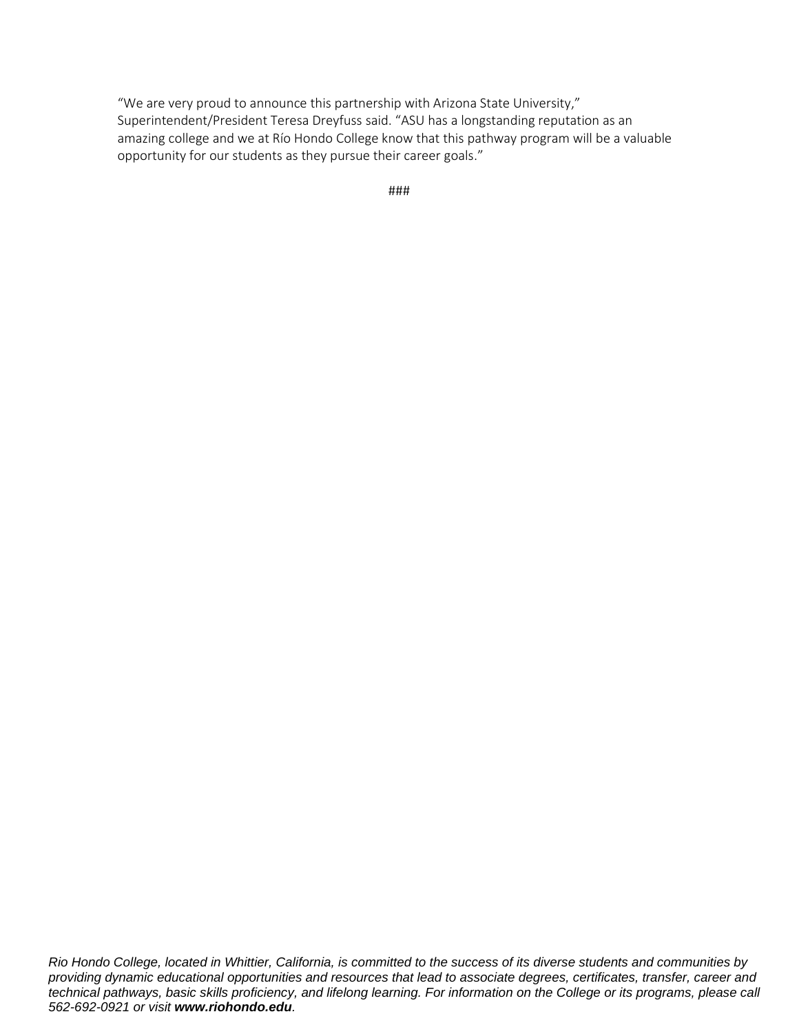"We are very proud to announce this partnership with Arizona State University," Superintendent/President Teresa Dreyfuss said. "ASU has a longstanding reputation as an amazing college and we at Río Hondo College know that this pathway program will be a valuable opportunity for our students as they pursue their career goals."

###

*Rio Hondo College, located in Whittier, California, is committed to the success of its diverse students and communities by providing dynamic educational opportunities and resources that lead to associate degrees, certificates, transfer, career and technical pathways, basic skills proficiency, and lifelong learning. For information on the College or its programs, please call 562-692-0921 or visit **www.riohondo.edu**.*